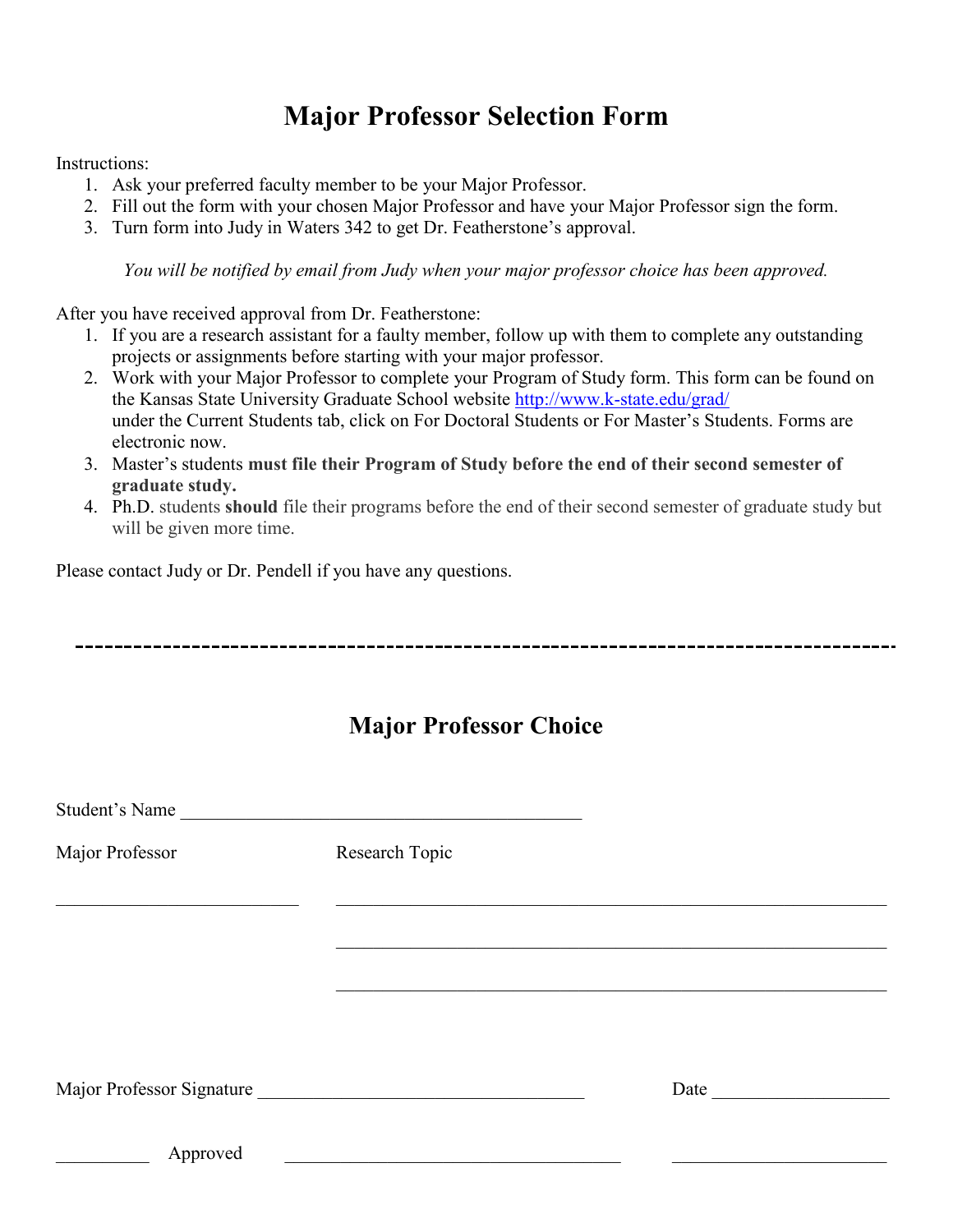# Major Professor Selection Form

Instructions:

1. Ask your preferred faculty member to be your Major Professor.
2. Fill out the form with your chosen Major Professor and have your Major Professor sign the form.
3. Turn form into Judy in Waters 342 to get Dr. Featherstone's approval.

*You will be notified by email from Judy when your major professor choice has been approved.*

After you have received approval from Dr. Featherstone:

1. If you are a research assistant for a faulty member, follow up with them to complete any outstanding projects or assignments before starting with your major professor.
2. Work with your Major Professor to complete your Program of Study form. This form can be found on the Kansas State University Graduate School website http://www.k-state.edu/grad/ under the Current Students tab, click on For Doctoral Students or For Master's Students. Forms are electronic now.
3. Master's students **must file their Program of Study before the end of their second semester of graduate study.**
4. Ph.D. students **should** file their programs before the end of their second semester of graduate study but will be given more time.

Please contact Judy or Dr. Pendell if you have any questions.

---

## Major Professor Choice

Student's Name ____________________________________________

Major Professor ________________________

Research Topic ____________________________________________

____________________________________________

____________________________________________

Major Professor Signature ________________________________ Date ____________________

__________ Approved ________________________________ ____________________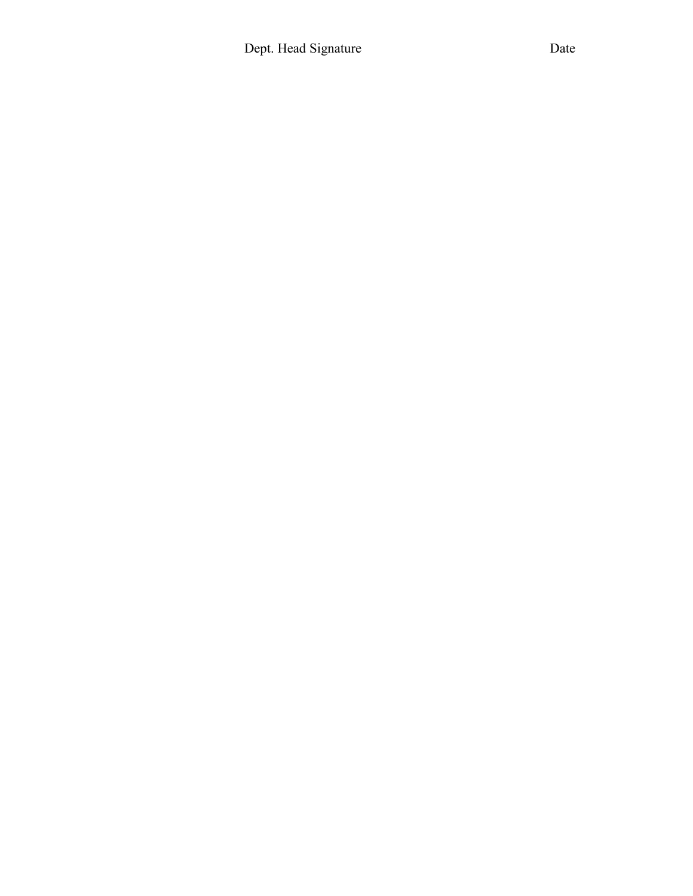Dept. Head Signature Date